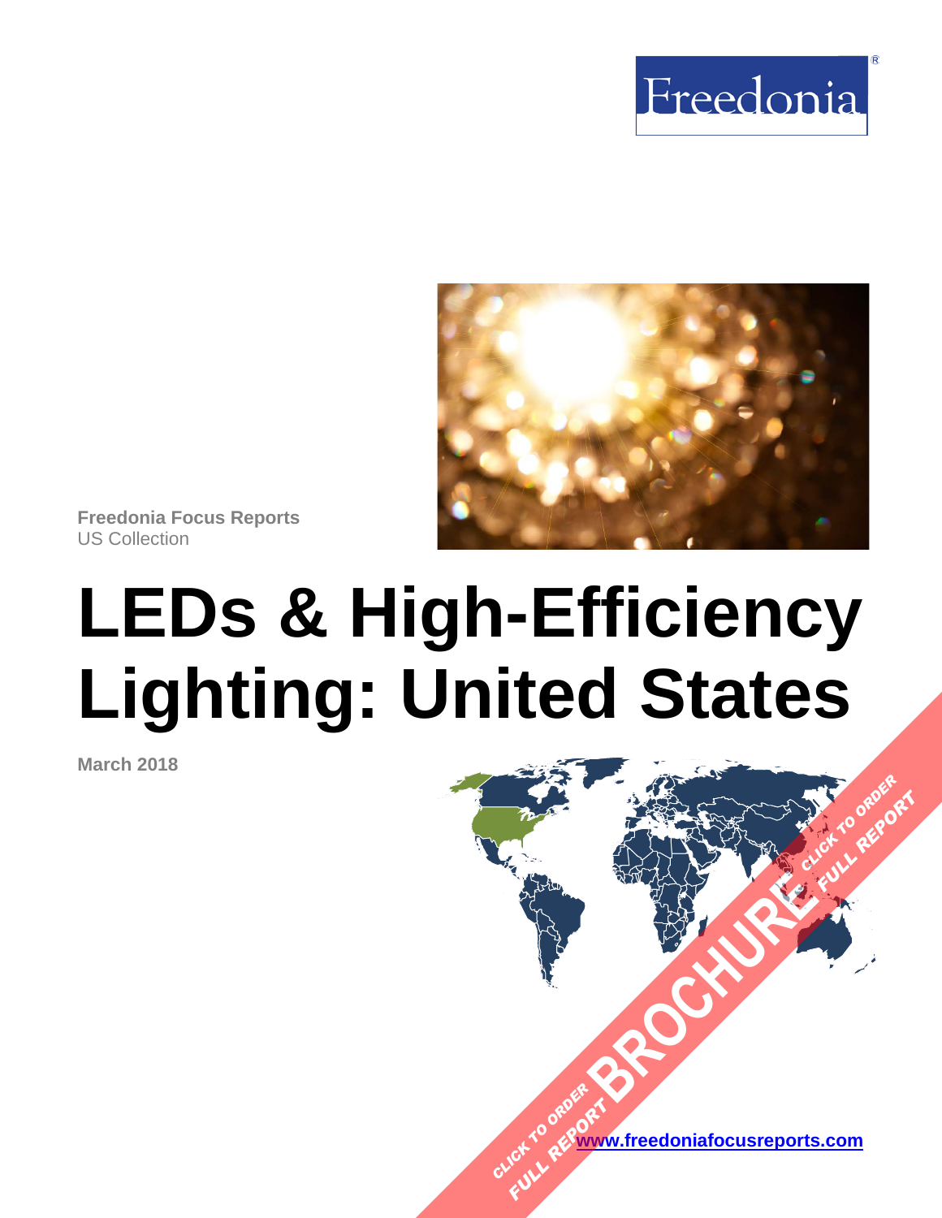Freedonia

**Freedonia Focus Reports**
US Collection

# LEDs & High-Efficiency Lighting: United States

**March 2018**

CLICK TO ORDER FULL REPORT

BROCHURE

CLICK TO ORDER FULL REPORT

[www.freedoniafocusreports.com](http://www.freedoniafocusreports.com)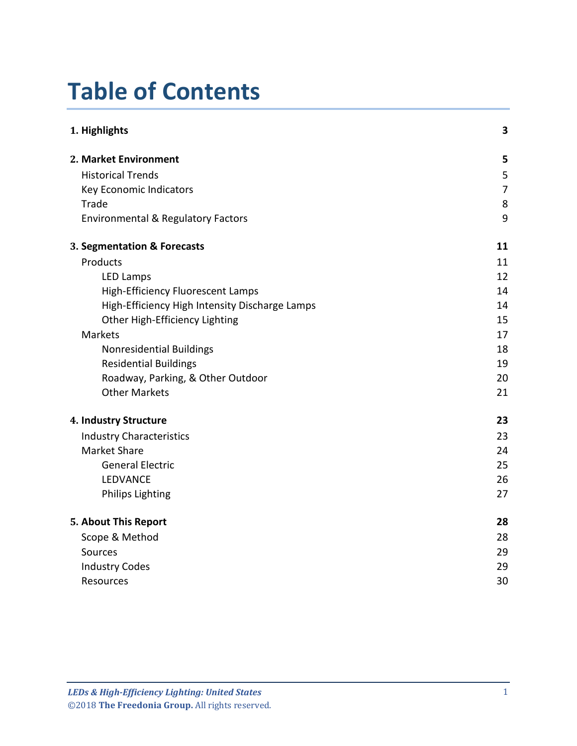# Table of Contents

| | |
|---|---|
| **1. Highlights** | **3** |
| **2. Market Environment** | **5** |
| Historical Trends | 5 |
| Key Economic Indicators | 7 |
| Trade | 8 |
| Environmental & Regulatory Factors | 9 |
| **3. Segmentation & Forecasts** | **11** |
| Products | 11 |
| LED Lamps | 12 |
| High-Efficiency Fluorescent Lamps | 14 |
| High-Efficiency High Intensity Discharge Lamps | 14 |
| Other High-Efficiency Lighting | 15 |
| Markets | 17 |
| Nonresidential Buildings | 18 |
| Residential Buildings | 19 |
| Roadway, Parking, & Other Outdoor | 20 |
| Other Markets | 21 |
| **4. Industry Structure** | **23** |
| Industry Characteristics | 23 |
| Market Share | 24 |
| General Electric | 25 |
| LEDVANCE | 26 |
| Philips Lighting | 27 |
| **5. About This Report** | **28** |
| Scope & Method | 28 |
| Sources | 29 |
| Industry Codes | 29 |
| Resources | 30 |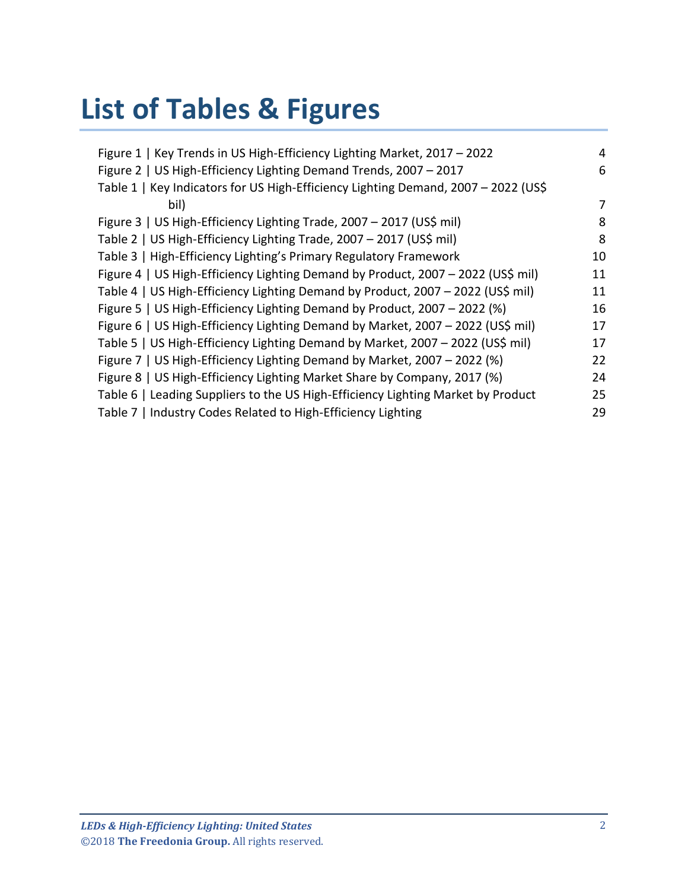# List of Tables & Figures

| | |
|---|---|
| Figure 1 \| Key Trends in US High-Efficiency Lighting Market, 2017 – 2022 | 4 |
| Figure 2 \| US High-Efficiency Lighting Demand Trends, 2007 – 2017 | 6 |
| Table 1 \| Key Indicators for US High-Efficiency Lighting Demand, 2007 – 2022 (US$ bil) | 7 |
| Figure 3 \| US High-Efficiency Lighting Trade, 2007 – 2017 (US$ mil) | 8 |
| Table 2 \| US High-Efficiency Lighting Trade, 2007 – 2017 (US$ mil) | 8 |
| Table 3 \| High-Efficiency Lighting's Primary Regulatory Framework | 10 |
| Figure 4 \| US High-Efficiency Lighting Demand by Product, 2007 – 2022 (US$ mil) | 11 |
| Table 4 \| US High-Efficiency Lighting Demand by Product, 2007 – 2022 (US$ mil) | 11 |
| Figure 5 \| US High-Efficiency Lighting Demand by Product, 2007 – 2022 (%) | 16 |
| Figure 6 \| US High-Efficiency Lighting Demand by Market, 2007 – 2022 (US$ mil) | 17 |
| Table 5 \| US High-Efficiency Lighting Demand by Market, 2007 – 2022 (US$ mil) | 17 |
| Figure 7 \| US High-Efficiency Lighting Demand by Market, 2007 – 2022 (%) | 22 |
| Figure 8 \| US High-Efficiency Lighting Market Share by Company, 2017 (%) | 24 |
| Table 6 \| Leading Suppliers to the US High-Efficiency Lighting Market by Product | 25 |
| Table 7 \| Industry Codes Related to High-Efficiency Lighting | 29 |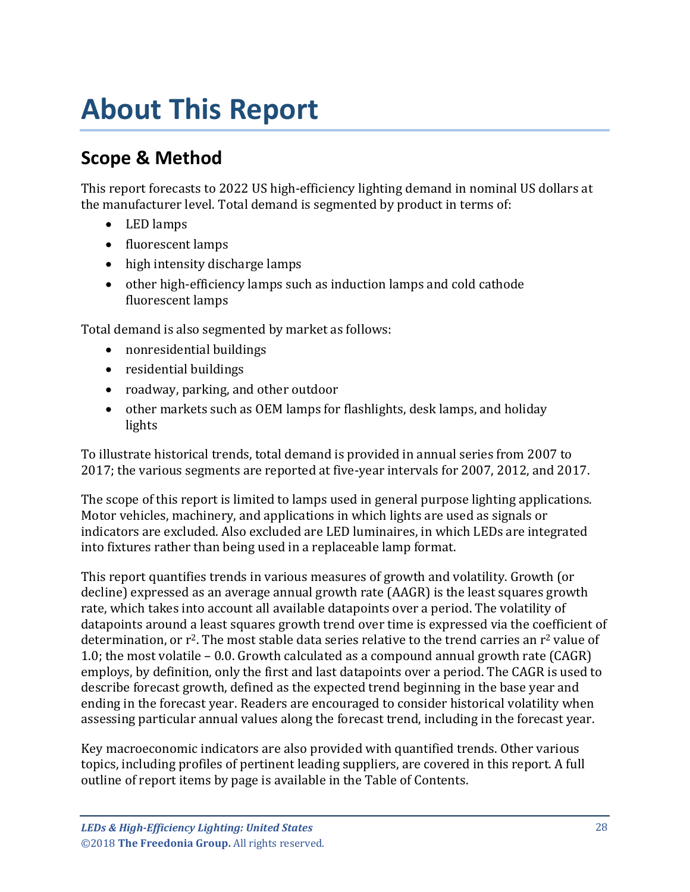# About This Report

## Scope & Method

This report forecasts to 2022 US high-efficiency lighting demand in nominal US dollars at the manufacturer level. Total demand is segmented by product in terms of:

- LED lamps
- fluorescent lamps
- high intensity discharge lamps
- other high-efficiency lamps such as induction lamps and cold cathode fluorescent lamps

Total demand is also segmented by market as follows:

- nonresidential buildings
- residential buildings
- roadway, parking, and other outdoor
- other markets such as OEM lamps for flashlights, desk lamps, and holiday lights

To illustrate historical trends, total demand is provided in annual series from 2007 to 2017; the various segments are reported at five-year intervals for 2007, 2012, and 2017.

The scope of this report is limited to lamps used in general purpose lighting applications. Motor vehicles, machinery, and applications in which lights are used as signals or indicators are excluded. Also excluded are LED luminaires, in which LEDs are integrated into fixtures rather than being used in a replaceable lamp format.

This report quantifies trends in various measures of growth and volatility. Growth (or decline) expressed as an average annual growth rate (AAGR) is the least squares growth rate, which takes into account all available datapoints over a period. The volatility of datapoints around a least squares growth trend over time is expressed via the coefficient of determination, or $r^2$. The most stable data series relative to the trend carries an $r^2$ value of 1.0; the most volatile – 0.0. Growth calculated as a compound annual growth rate (CAGR) employs, by definition, only the first and last datapoints over a period. The CAGR is used to describe forecast growth, defined as the expected trend beginning in the base year and ending in the forecast year. Readers are encouraged to consider historical volatility when assessing particular annual values along the forecast trend, including in the forecast year.

Key macroeconomic indicators are also provided with quantified trends. Other various topics, including profiles of pertinent leading suppliers, are covered in this report. A full outline of report items by page is available in the Table of Contents.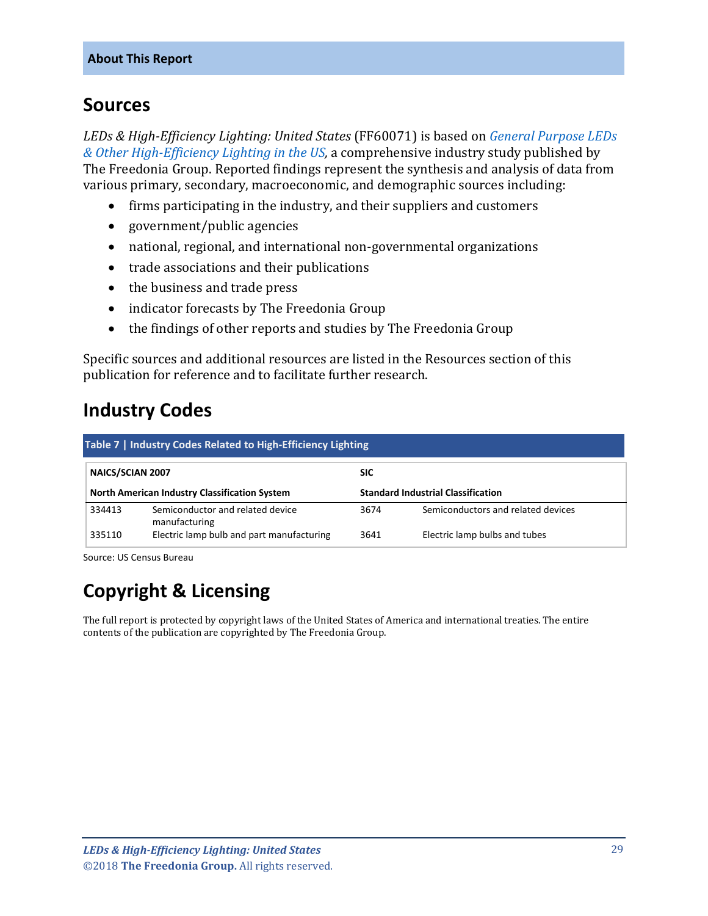About This Report

## Sources

*LEDs & High-Efficiency Lighting: United States* (FF60071) is based on *General Purpose LEDs & Other High-Efficiency Lighting in the US,* a comprehensive industry study published by The Freedonia Group. Reported findings represent the synthesis and analysis of data from various primary, secondary, macroeconomic, and demographic sources including:

- firms participating in the industry, and their suppliers and customers
- government/public agencies
- national, regional, and international non-governmental organizations
- trade associations and their publications
- the business and trade press
- indicator forecasts by The Freedonia Group
- the findings of other reports and studies by The Freedonia Group

Specific sources and additional resources are listed in the Resources section of this publication for reference and to facilitate further research.

## Industry Codes

**Table 7 | Industry Codes Related to High-Efficiency Lighting**

| **NAICS/SCIAN 2007** | | **SIC** | |
|---|---|---|---|
| **North American Industry Classification System** | | **Standard Industrial Classification** | |
| 334413 | Semiconductor and related device manufacturing | 3674 | Semiconductors and related devices |
| 335110 | Electric lamp bulb and part manufacturing | 3641 | Electric lamp bulbs and tubes |

Source: US Census Bureau

## Copyright & Licensing

The full report is protected by copyright laws of the United States of America and international treaties. The entire contents of the publication are copyrighted by The Freedonia Group.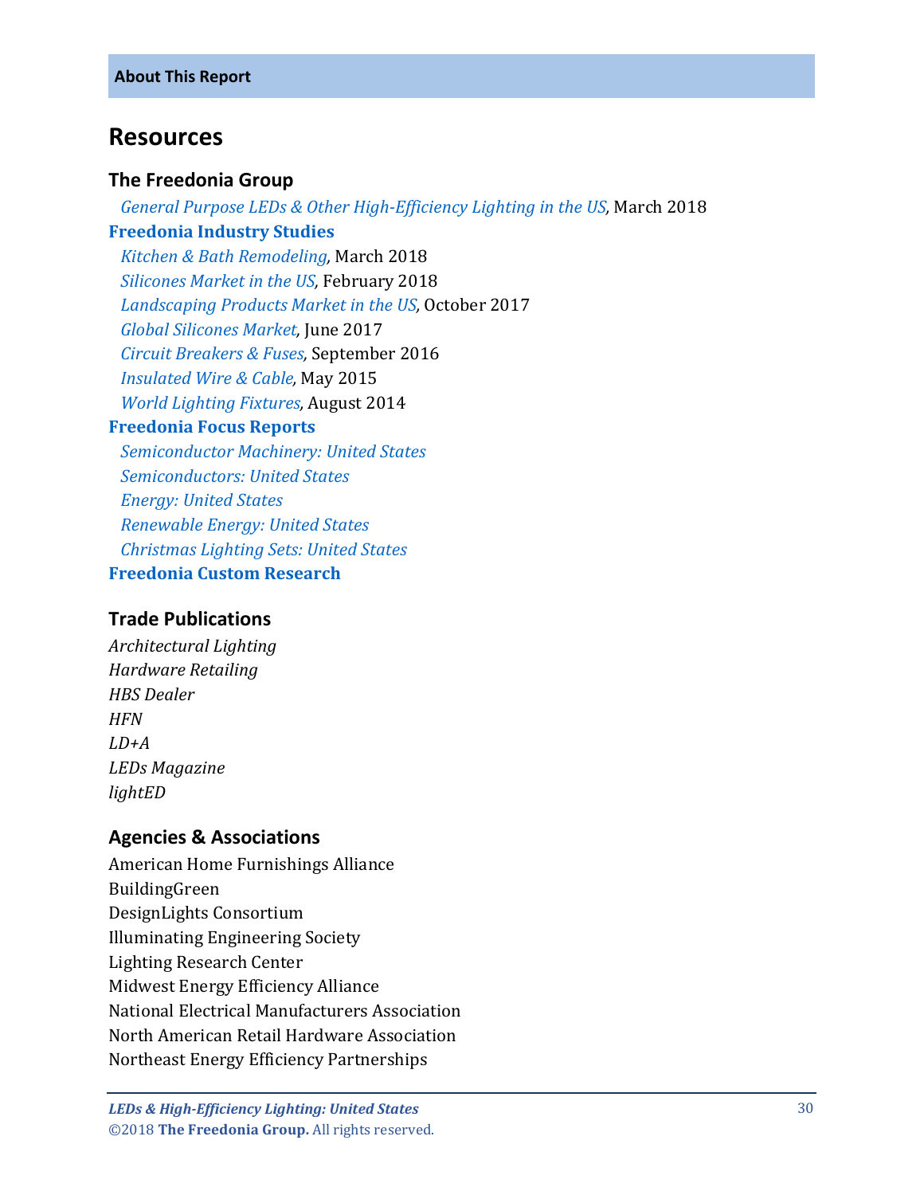About This Report

## Resources

### The Freedonia Group

*General Purpose LEDs & Other High-Efficiency Lighting in the US*, March 2018

**Freedonia Industry Studies**

*Kitchen & Bath Remodeling*, March 2018
*Silicones Market in the US*, February 2018
*Landscaping Products Market in the US*, October 2017
*Global Silicones Market*, June 2017
*Circuit Breakers & Fuses*, September 2016
*Insulated Wire & Cable*, May 2015
*World Lighting Fixtures*, August 2014

**Freedonia Focus Reports**

*Semiconductor Machinery: United States*
*Semiconductors: United States*
*Energy: United States*
*Renewable Energy: United States*
*Christmas Lighting Sets: United States*

**Freedonia Custom Research**

### Trade Publications

*Architectural Lighting*
*Hardware Retailing*
*HBS Dealer*
*HFN*
*LD+A*
*LEDs Magazine*
*lightED*

### Agencies & Associations

American Home Furnishings Alliance
BuildingGreen
DesignLights Consortium
Illuminating Engineering Society
Lighting Research Center
Midwest Energy Efficiency Alliance
National Electrical Manufacturers Association
North American Retail Hardware Association
Northeast Energy Efficiency Partnerships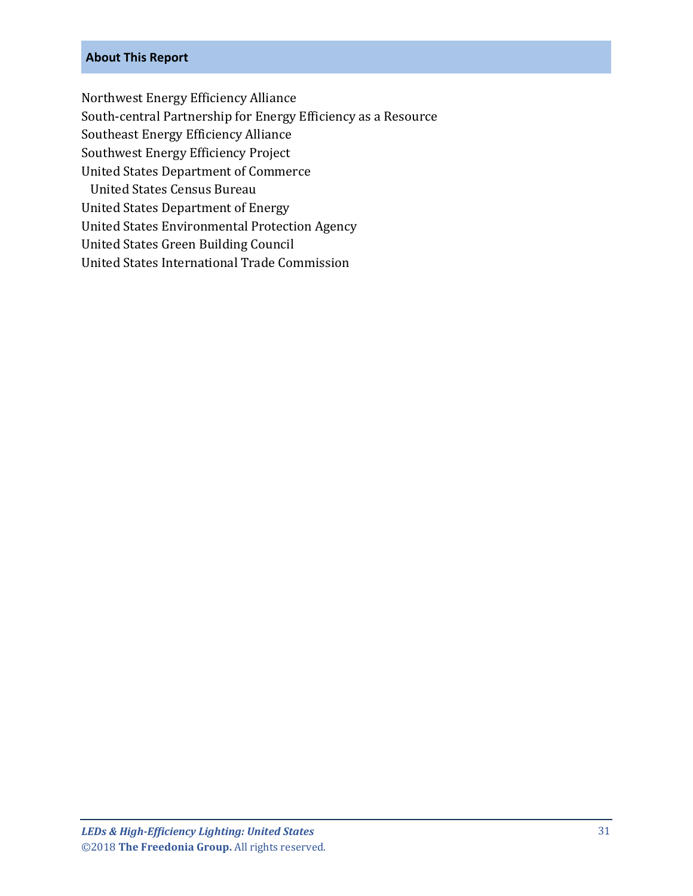Northwest Energy Efficiency Alliance
South-central Partnership for Energy Efficiency as a Resource
Southeast Energy Efficiency Alliance
Southwest Energy Efficiency Project
United States Department of Commerce
  United States Census Bureau
United States Department of Energy
United States Environmental Protection Agency
United States Green Building Council
United States International Trade Commission